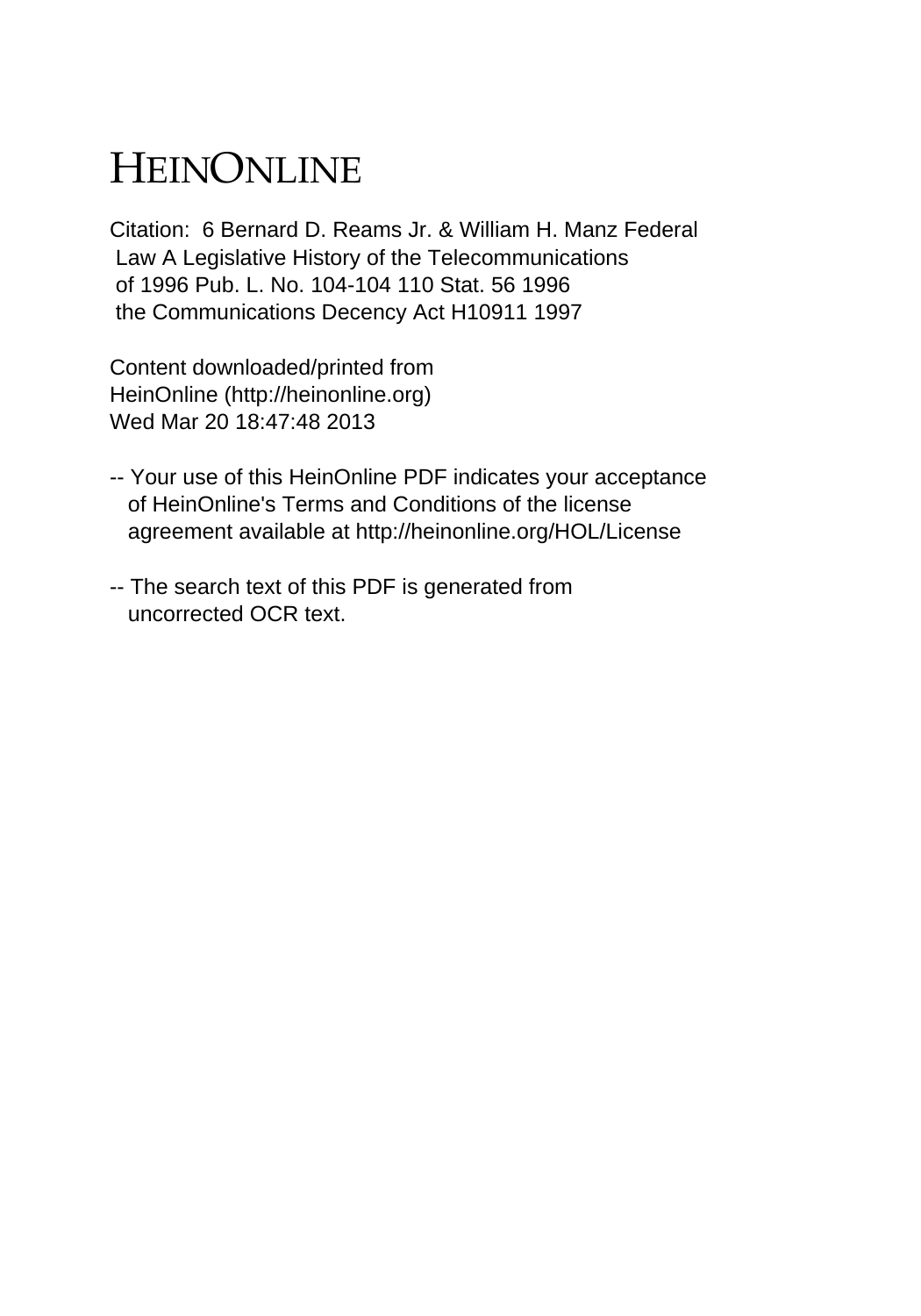# HEINONLINE

Citation: 6 Bernard D. Reams Jr. & William H. Manz Federal Law A Legislative History of the Telecommunications of 1996 Pub. L. No. 104-104 110 Stat. 56 1996 the Communications Decency Act H10911 1997

Content downloaded/printed from HeinOnline (http://heinonline.org)
Wed Mar 20 18:47:48 2013

-- Your use of this HeinOnline PDF indicates your acceptance of HeinOnline's Terms and Conditions of the license agreement available at http://heinonline.org/HOL/License

-- The search text of this PDF is generated from uncorrected OCR text.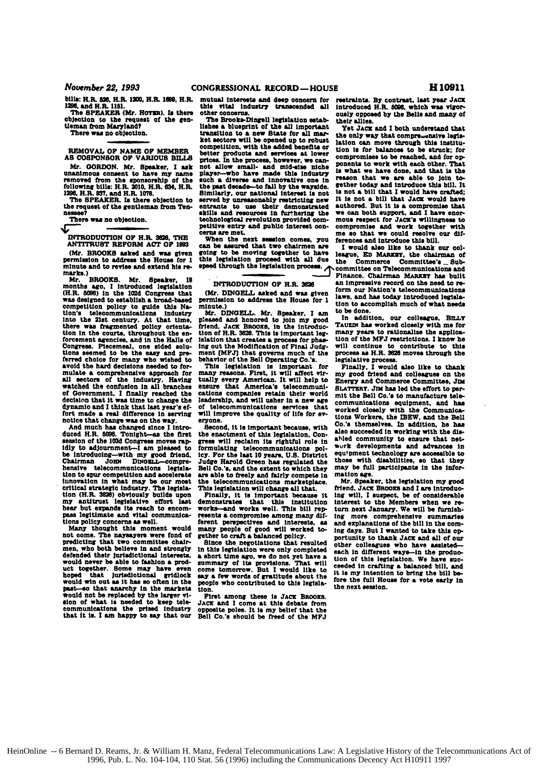bills: H.R. 526, H.R. 1200, H.R. 1699, H.R. 1296, and H.R. 1151.

The SPEAKER (Mr. HOYER). Is there objection to the request of the gentleman from Maryland?

There was no objection.

## REMOVAL OF NAME OF MEMBER AS COSPONSOR OF VARIOUS BILLS

Mr. GORDON. Mr. Speaker, I ask unanimous consent to have my name removed from the sponsorship of the following bills: H.R. 2010, H.R. 634, H.R. 1296, H.R. 937, and H.R. 1078.

The SPEAKER. Is there objection to the request of the gentleman from Tennessee?

There was no objection.

## INTRODUCTION OF H.R. 3626, THE ANTITRUST REFORM ACT OF 1993

(Mr. BROOKS asked and was given permission to address the House for 1 minute and to revise and extend his remarks.)

Mr. BROOKS. Mr. Speaker, 18 months ago, I introduced legislation (H.R. 5096) in the 102d Congress that was designed to establish a broad-based competition policy to guide this Nation's telecommunications industry into the 21st century. At that time, there was fragmented policy orientation in the courts, throughout the enforcement agencies, and in the Halls of Congress. Piecemeal, one sided solutions seemed to be the easy and preferred choice for many who wished to avoid the hard decisions needed to formulate a comprehensive approach for all sectors of the industry. Having watched the confusion in all branches of Government, I finally reached the decision that it was time to change the dynamic and I think that last year's effort made a real difference in serving notice that change was on the way.

And much has changed since I introduced H.R. 5096. Tonight—as the first session of the 103d Congress moves rapidly to adjournment—I am pleased to be introducing—with my good friend, Chairman JOHN DINGELL—comprehensive telecommunications legislation to spur competition and accelerate innovation in what may be our most critical strategic industry. The legislation (H.R. 3626) obviously builds upon my antitrust legislative effort last hear but expands its reach to encompass legitimate and vital communications policy concerns as well.

Many thought this moment would not come. The naysayers were fond of predicting that two committee chairmen, who both believe in and strongly defended their jurisdictional interests, would never be able to fashion a product together. Some may have even hoped that jurisdictional gridlock would win out as it has so often in the past—so that anarchy in the markets would not be replaced by the larger vision of what is needed to keep telecommunications the prized industry that it is. I am happy to say that our mutual interests and deep concern for this vital industry transcended all other concerns.

The Brooks-Dingell legislation establishes a blueprint of the all important transition to a new State for all market sectors will be opened up to robust competition, with the added benefits or better products and services at lower prices. In the process, however, we cannot allow small- and mid-size niche player—who have made this industry such a diverse and innovative one in the past decade—to fall by the wayside. Similarly, our national interest is not served by unreasonably restricting new entrants to use their demonstrated skills and resources in furthering the technological revolution provided competitive entry and public interest concerns are met.

When the next session comes, you can be assured that two chairmen are going to be moving together to have this legislation proceed with all due speed through the legislation process.

## INTRODUCTION OF H.R. 3626

(Mr. DINGELL asked and was given permission to address the House for 1 minute.)

Mr. DINGELL. Mr. Speaker, I am pleased and honored to join my good friend, JACK BROOKS, in the introduction of H.R. 3626. This is important legislation that creates a process for phasing out the Modification of Final Judgment [MFJ] that governs much of the behavior of the Bell Operating Co.'s.

This legislation is important for many reasons. First, it will affect virtually every American. It will help to ensure that America's telecommunications companies retain their world leadership, and will usher in a new age of telecommunications services that will improve the quality of life for everyone.

Second, it is important because, with the enactment of this legislation, Congress will reclaim its rightful role in formulating telecommunications policy. For the last 10 years, U.S. District Judge Harold Green has regulated the Bell Co.'s, and the extent to which they are able to freely and fairly compete in the telecommunications marketplace. This legislation will change all that.

Finally, it is important because it demonstrates that this institution works—and works well. This bill represents a compromise among many different perspectives and interests, as many people of good will worked together to craft a balanced policy.

Since the negotiations that resulted in this legislation were only completed a short time ago, we do not yet have a summary of its provisions. That will come tomorrow. But I would like to say a few words of gratitude about the people who contributed to this legislation.

First among these is JACK BROOKS. JACK and I come at this debate from opposite poles. It is my belief that the Bell Co.'s should be freed of the MFJ restraints. By contrast, last year JACK introduced H.R. 5096, which was vigorously opposed by the Bells and many of their allies.

Yet JACK and I both understand that the only way that comprehensive legislation can move through this institution is for balances to be struck; for compromises to be reached, and for opponents to work with each other. That is what we have done, and that is the reason that we are able to join together today and introduce this bill. It is not a bill that I would have crafted; it is not a bill that JACK would have authored. But it is a compromise that we can both support, and I have enormous respect for JACK's willingness to compromise and work together with me so that we could resolve our differences and introduce this bill.

I would also like to thank our colleague, ED MARKEY, the chairman of the Commerce Committee's Subcommittee on Telecommunications and Finance. Chairman MARKEY has built an impressive record on the need to reform our Nation's telecommunications laws, and has today introduced legislation to accomplish much of what needs to be done.

In addition, our colleague, BILLY TAUZIN has worked closely with me for many years to rationalize the application of the MFJ restrictions. I know he will continue to contribute to this process as H.R. 3626 moves through the legislative process.

Finally, I would also like to thank my good friend and colleagues on the Energy and Commerce Committee, JIM SLATTERY. JIM has led the effort to permit the Bell Co.'s to manufacture telecommunications equipment, and has worked closely with the Communications Workers, the IBEW, and the Bell Co.'s themselves. In addition, he has also succeeded in working with the disabled community to ensure that network developments and advances in equipment technology are accessible to those with disabilities, so that they may be full participants in the information age.

Mr. Speaker, the legislation my good friend, JACK BROOKS and I are introducing will, I suspect, be of considerable interest to the Members when we return next January. We will be furnishing more comprehensive summaries and explanations of the bill in the coming days. But I wanted to take this opportunity to thank JACK and all of our other colleagues who have assisted—each in different ways—in the production of this legislation. We have succeeded in crafting a balanced bill, and it is my intention to bring the bill before the full House for a vote early in the next session.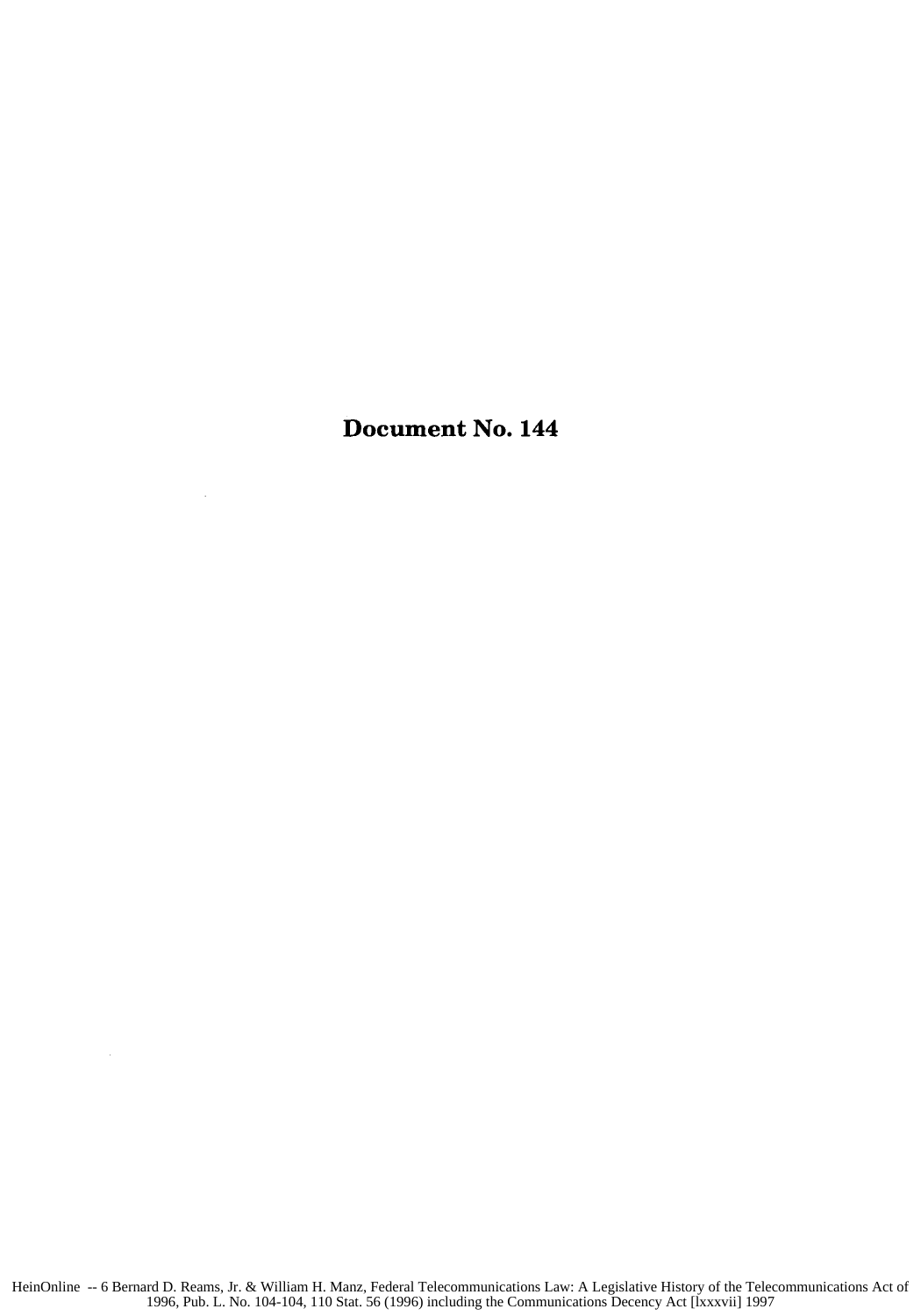# Document No. 144